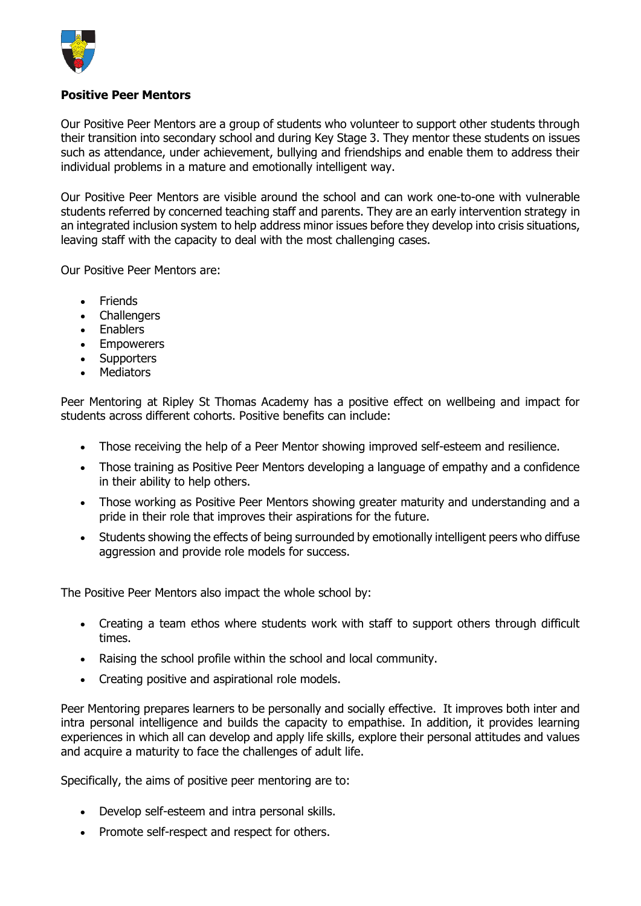**Positive Peer Mentors**

Our Positive Peer Mentors are a group of students who volunteer to support other students through their transition into secondary school and during Key Stage 3. They mentor these students on issues such as attendance, under achievement, bullying and friendships and enable them to address their individual problems in a mature and emotionally intelligent way.

Our Positive Peer Mentors are visible around the school and can work one-to-one with vulnerable students referred by concerned teaching staff and parents. They are an early intervention strategy in an integrated inclusion system to help address minor issues before they develop into crisis situations, leaving staff with the capacity to deal with the most challenging cases.

Our Positive Peer Mentors are:

- Friends
- Challengers
- Enablers
- Empowerers
- Supporters
- Mediators

Peer Mentoring at Ripley St Thomas Academy has a positive effect on wellbeing and impact for students across different cohorts. Positive benefits can include:

- Those receiving the help of a Peer Mentor showing improved self-esteem and resilience.
- Those training as Positive Peer Mentors developing a language of empathy and a confidence in their ability to help others.
- Those working as Positive Peer Mentors showing greater maturity and understanding and a pride in their role that improves their aspirations for the future.
- Students showing the effects of being surrounded by emotionally intelligent peers who diffuse aggression and provide role models for success.

The Positive Peer Mentors also impact the whole school by:

- Creating a team ethos where students work with staff to support others through difficult times.
- Raising the school profile within the school and local community.
- Creating positive and aspirational role models.

Peer Mentoring prepares learners to be personally and socially effective. It improves both inter and intra personal intelligence and builds the capacity to empathise. In addition, it provides learning experiences in which all can develop and apply life skills, explore their personal attitudes and values and acquire a maturity to face the challenges of adult life.

Specifically, the aims of positive peer mentoring are to:

- Develop self-esteem and intra personal skills.
- Promote self-respect and respect for others.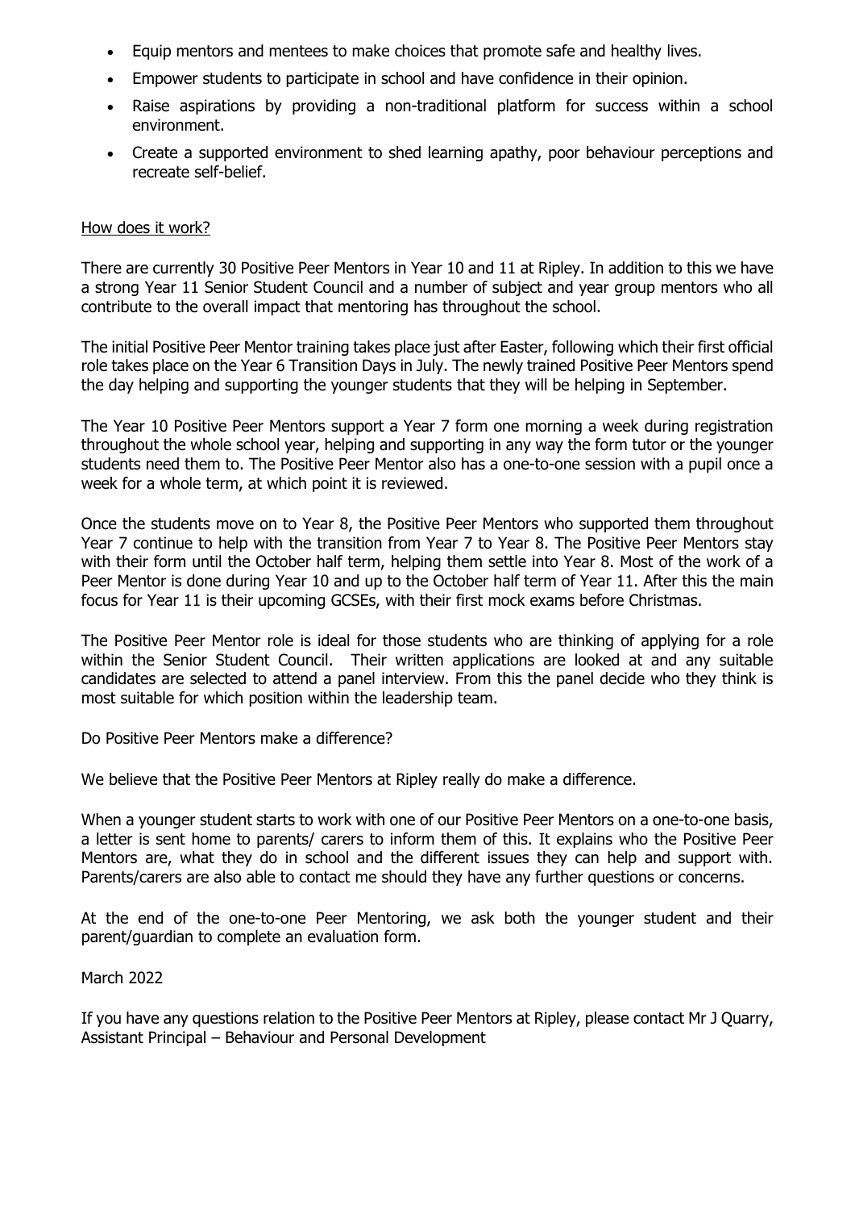- Equip mentors and mentees to make choices that promote safe and healthy lives.
- Empower students to participate in school and have confidence in their opinion.
- Raise aspirations by providing a non-traditional platform for success within a school environment.
- Create a supported environment to shed learning apathy, poor behaviour perceptions and recreate self-belief.

How does it work?

There are currently 30 Positive Peer Mentors in Year 10 and 11 at Ripley. In addition to this we have a strong Year 11 Senior Student Council and a number of subject and year group mentors who all contribute to the overall impact that mentoring has throughout the school.

The initial Positive Peer Mentor training takes place just after Easter, following which their first official role takes place on the Year 6 Transition Days in July. The newly trained Positive Peer Mentors spend the day helping and supporting the younger students that they will be helping in September.

The Year 10 Positive Peer Mentors support a Year 7 form one morning a week during registration throughout the whole school year, helping and supporting in any way the form tutor or the younger students need them to. The Positive Peer Mentor also has a one-to-one session with a pupil once a week for a whole term, at which point it is reviewed.

Once the students move on to Year 8, the Positive Peer Mentors who supported them throughout Year 7 continue to help with the transition from Year 7 to Year 8. The Positive Peer Mentors stay with their form until the October half term, helping them settle into Year 8. Most of the work of a Peer Mentor is done during Year 10 and up to the October half term of Year 11. After this the main focus for Year 11 is their upcoming GCSEs, with their first mock exams before Christmas.

The Positive Peer Mentor role is ideal for those students who are thinking of applying for a role within the Senior Student Council. Their written applications are looked at and any suitable candidates are selected to attend a panel interview. From this the panel decide who they think is most suitable for which position within the leadership team.

Do Positive Peer Mentors make a difference?

We believe that the Positive Peer Mentors at Ripley really do make a difference.

When a younger student starts to work with one of our Positive Peer Mentors on a one-to-one basis, a letter is sent home to parents/ carers to inform them of this. It explains who the Positive Peer Mentors are, what they do in school and the different issues they can help and support with. Parents/carers are also able to contact me should they have any further questions or concerns.

At the end of the one-to-one Peer Mentoring, we ask both the younger student and their parent/guardian to complete an evaluation form.

March 2022

If you have any questions relation to the Positive Peer Mentors at Ripley, please contact Mr J Quarry, Assistant Principal – Behaviour and Personal Development